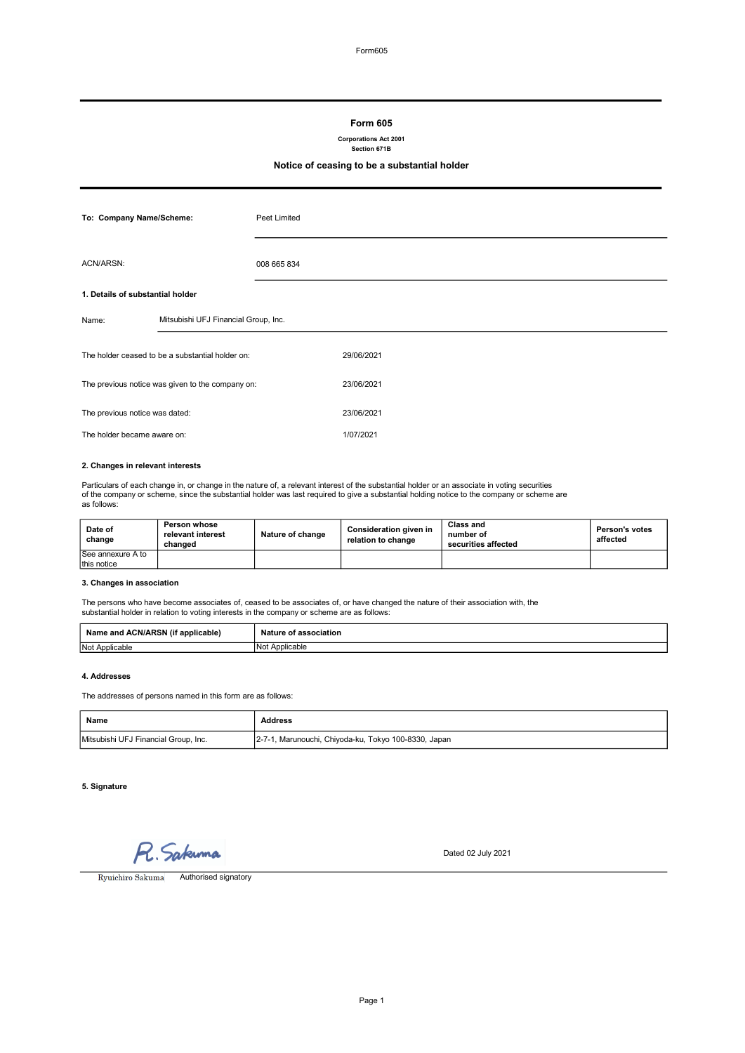# Form 605

**Corporations Act 2001**
**Section 671B**

## Notice of ceasing to be a substantial holder

| | |
|---|---|
| **To: Company Name/Scheme:** | Peet Limited |
| ACN/ARSN: | 008 665 834 |

### 1. Details of substantial holder

Name: Mitsubishi UFJ Financial Group, Inc.

| | |
|---|---|
| The holder ceased to be a substantial holder on: | 29/06/2021 |
| The previous notice was given to the company on: | 23/06/2021 |
| The previous notice was dated: | 23/06/2021 |
| The holder became aware on: | 1/07/2021 |

### 2. Changes in relevant interests

Particulars of each change in, or change in the nature of, a relevant interest of the substantial holder or an associate in voting securities of the company or scheme, since the substantial holder was last required to give a substantial holding notice to the company or scheme are as follows:

| Date of change | Person whose relevant interest changed | Nature of change | Consideration given in relation to change | Class and number of securities affected | Person's votes affected |
|---|---|---|---|---|---|
| See annexure A to this notice | | | | | |

### 3. Changes in association

The persons who have become associates of, ceased to be associates of, or have changed the nature of their association with, the substantial holder in relation to voting interests in the company or scheme are as follows:

| Name and ACN/ARSN (if applicable) | Nature of association |
|---|---|
| Not Applicable | Not Applicable |

### 4. Addresses

The addresses of persons named in this form are as follows:

| Name | Address |
|---|---|
| Mitsubishi UFJ Financial Group, Inc. | 2-7-1, Marunouchi, Chiyoda-ku, Tokyo 100-8330, Japan |

### 5. Signature

R. Sakuma

Ryuichiro Sakuma Authorised signatory

Dated 02 July 2021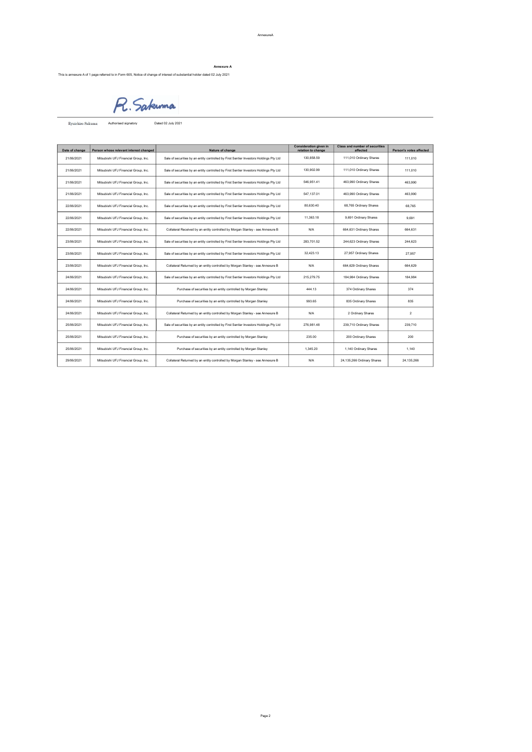## Annexure A

This is annexure A of 1 page referred to in Form 605, Notice of change of interest of substantial holder dated 02 July 2021

R. Sakuma

Ryuichiro Sakuma    Authorised signatory    Dated 02 July 2021

| Date of change | Person whose relevant interest changed | Nature of change | Consideration given in relation to change | Class and number of securities affected | Person's votes affected |
|---|---|---|---|---|---|
| 21/06/2021 | Mitsubishi UFJ Financial Group, Inc. | Sale of securities by an entity controlled by First Sentier Investors Holdings Pty Ltd | 130,858.59 | 111,010 Ordinary Shares | 111,010 |
| 21/06/2021 | Mitsubishi UFJ Financial Group, Inc. | Sale of securities by an entity controlled by First Sentier Investors Holdings Pty Ltd | 130,902.99 | 111,010 Ordinary Shares | 111,010 |
| 21/06/2021 | Mitsubishi UFJ Financial Group, Inc. | Sale of securities by an entity controlled by First Sentier Investors Holdings Pty Ltd | 546,951.41 | 463,990 Ordinary Shares | 463,990 |
| 21/06/2021 | Mitsubishi UFJ Financial Group, Inc. | Sale of securities by an entity controlled by First Sentier Investors Holdings Pty Ltd | 547,137.01 | 463,990 Ordinary Shares | 463,990 |
| 22/06/2021 | Mitsubishi UFJ Financial Group, Inc. | Sale of securities by an entity controlled by First Sentier Investors Holdings Pty Ltd | 80,630.40 | 68,765 Ordinary Shares | 68,765 |
| 22/06/2021 | Mitsubishi UFJ Financial Group, Inc. | Sale of securities by an entity controlled by First Sentier Investors Holdings Pty Ltd | 11,363.18 | 9,691 Ordinary Shares | 9,691 |
| 22/06/2021 | Mitsubishi UFJ Financial Group, Inc. | Collateral Received by an entity controlled by Morgan Stanley - see Annexure B | N/A | 664,631 Ordinary Shares | 664,631 |
| 23/06/2021 | Mitsubishi UFJ Financial Group, Inc. | Sale of securities by an entity controlled by First Sentier Investors Holdings Pty Ltd | 283,701.52 | 244,623 Ordinary Shares | 244,623 |
| 23/06/2021 | Mitsubishi UFJ Financial Group, Inc. | Sale of securities by an entity controlled by First Sentier Investors Holdings Pty Ltd | 32,423.13 | 27,957 Ordinary Shares | 27,957 |
| 23/06/2021 | Mitsubishi UFJ Financial Group, Inc. | Collateral Returned by an entity controlled by Morgan Stanley - see Annexure B | N/A | 664,629 Ordinary Shares | 664,629 |
| 24/06/2021 | Mitsubishi UFJ Financial Group, Inc. | Sale of securities by an entity controlled by First Sentier Investors Holdings Pty Ltd | 215,279.75 | 184,984 Ordinary Shares | 184,984 |
| 24/06/2021 | Mitsubishi UFJ Financial Group, Inc. | Purchase of securities by an entity controlled by Morgan Stanley | 444.13 | 374 Ordinary Shares | 374 |
| 24/06/2021 | Mitsubishi UFJ Financial Group, Inc. | Purchase of securities by an entity controlled by Morgan Stanley | 993.65 | 835 Ordinary Shares | 835 |
| 24/06/2021 | Mitsubishi UFJ Financial Group, Inc. | Collateral Returned by an entity controlled by Morgan Stanley - see Annexure B | N/A | 2 Ordinary Shares | 2 |
| 25/06/2021 | Mitsubishi UFJ Financial Group, Inc. | Sale of securities by an entity controlled by First Sentier Investors Holdings Pty Ltd | 276,981.48 | 239,710 Ordinary Shares | 239,710 |
| 25/06/2021 | Mitsubishi UFJ Financial Group, Inc. | Purchase of securities by an entity controlled by Morgan Stanley | 235.00 | 200 Ordinary Shares | 200 |
| 25/06/2021 | Mitsubishi UFJ Financial Group, Inc. | Purchase of securities by an entity controlled by Morgan Stanley | 1,345.20 | 1,140 Ordinary Shares | 1,140 |
| 29/06/2021 | Mitsubishi UFJ Financial Group, Inc. | Collateral Returned by an entity controlled by Morgan Stanley - see Annexure B | N/A | 24,135,266 Ordinary Shares | 24,135,266 |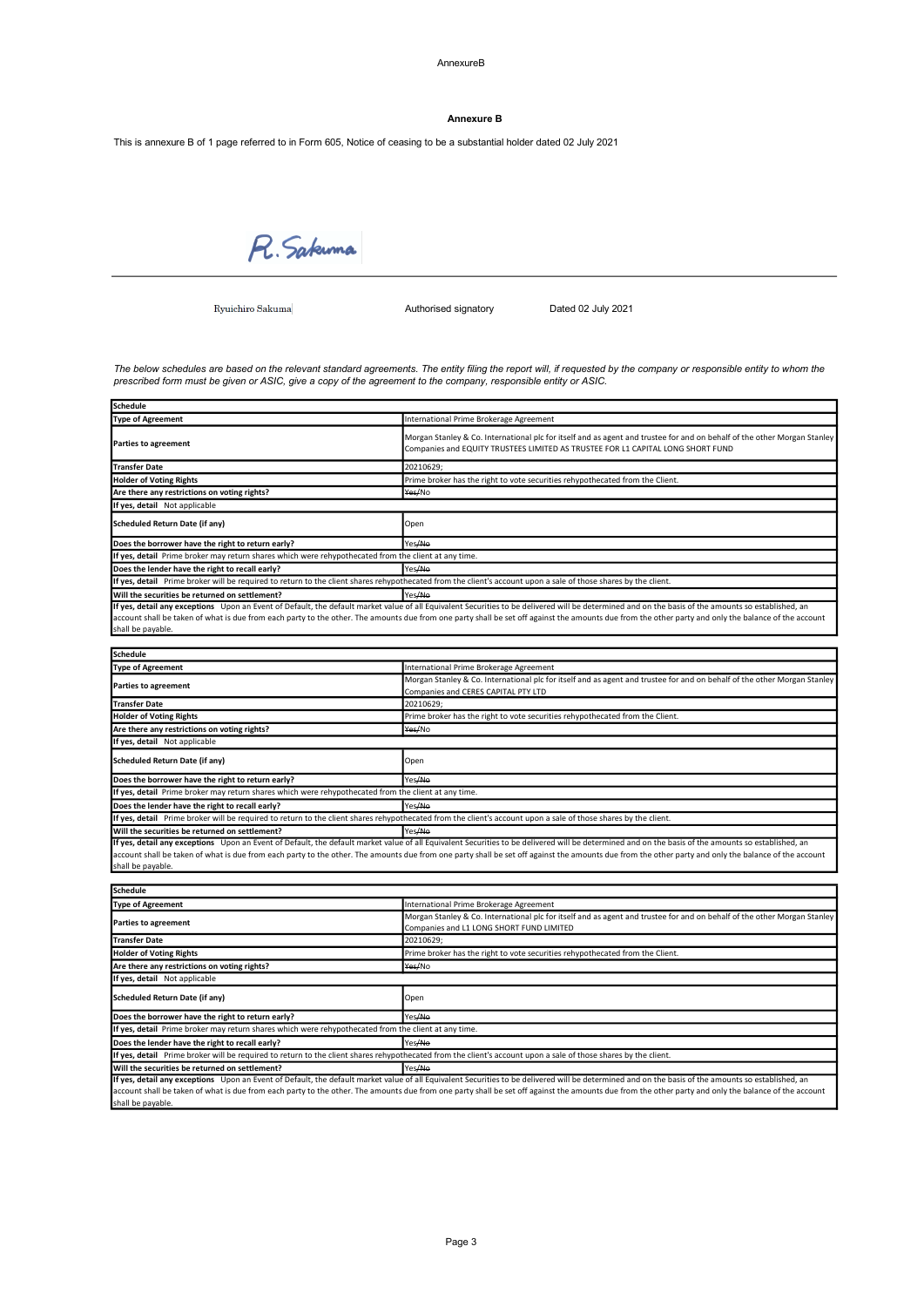## Annexure B

This is annexure B of 1 page referred to in Form 605, Notice of ceasing to be a substantial holder dated 02 July 2021

R. Sakuma

Ryuichiro Sakuma | Authorised signatory | Dated 02 July 2021

*The below schedules are based on the relevant standard agreements. The entity filing the report will, if requested by the company or responsible entity to whom the prescribed form must be given or ASIC, give a copy of the agreement to the company, responsible entity or ASIC.*

| **Schedule** | |
|---|---|
| **Type of Agreement** | International Prime Brokerage Agreement |
| **Parties to agreement** | Morgan Stanley & Co. International plc for itself and as agent and trustee for and on behalf of the other Morgan Stanley Companies and EQUITY TRUSTEES LIMITED AS TRUSTEE FOR L1 CAPITAL LONG SHORT FUND |
| **Transfer Date** | 20210629; |
| **Holder of Voting Rights** | Prime broker has the right to vote securities rehypothecated from the Client. |
| **Are there any restrictions on voting rights?** | ~~Yes~~/No |
| **If yes, detail** Not applicable | |
| **Scheduled Return Date (if any)** | Open |
| **Does the borrower have the right to return early?** | Yes/~~No~~ |
| **If yes, detail** Prime broker may return shares which were rehypothecated from the client at any time. | |
| **Does the lender have the right to recall early?** | Yes/~~No~~ |
| **If yes, detail** Prime broker will be required to return to the client shares rehypothecated from the client's account upon a sale of those shares by the client. | |
| **Will the securities be returned on settlement?** | Yes/~~No~~ |
| **If yes, detail any exceptions** Upon an Event of Default, the default market value of all Equivalent Securities to be delivered will be determined and on the basis of the amounts so established, an account shall be taken of what is due from each party to the other. The amounts due from one party shall be set off against the amounts due from the other party and only the balance of the account shall be payable. | |

| **Schedule** | |
|---|---|
| **Type of Agreement** | International Prime Brokerage Agreement |
| **Parties to agreement** | Morgan Stanley & Co. International plc for itself and as agent and trustee for and on behalf of the other Morgan Stanley Companies and CERES CAPITAL PTY LTD |
| **Transfer Date** | 20210629; |
| **Holder of Voting Rights** | Prime broker has the right to vote securities rehypothecated from the Client. |
| **Are there any restrictions on voting rights?** | ~~Yes~~/No |
| **If yes, detail** Not applicable | |
| **Scheduled Return Date (if any)** | Open |
| **Does the borrower have the right to return early?** | Yes/~~No~~ |
| **If yes, detail** Prime broker may return shares which were rehypothecated from the client at any time. | |
| **Does the lender have the right to recall early?** | Yes/~~No~~ |
| **If yes, detail** Prime broker will be required to return to the client shares rehypothecated from the client's account upon a sale of those shares by the client. | |
| **Will the securities be returned on settlement?** | Yes/~~No~~ |
| **If yes, detail any exceptions** Upon an Event of Default, the default market value of all Equivalent Securities to be delivered will be determined and on the basis of the amounts so established, an account shall be taken of what is due from each party to the other. The amounts due from one party shall be set off against the amounts due from the other party and only the balance of the account shall be payable. | |

| **Schedule** | |
|---|---|
| **Type of Agreement** | International Prime Brokerage Agreement |
| **Parties to agreement** | Morgan Stanley & Co. International plc for itself and as agent and trustee for and on behalf of the other Morgan Stanley Companies and L1 LONG SHORT FUND LIMITED |
| **Transfer Date** | 20210629; |
| **Holder of Voting Rights** | Prime broker has the right to vote securities rehypothecated from the Client. |
| **Are there any restrictions on voting rights?** | ~~Yes~~/No |
| **If yes, detail** Not applicable | |
| **Scheduled Return Date (if any)** | Open |
| **Does the borrower have the right to return early?** | Yes/~~No~~ |
| **If yes, detail** Prime broker may return shares which were rehypothecated from the client at any time. | |
| **Does the lender have the right to recall early?** | Yes/~~No~~ |
| **If yes, detail** Prime broker will be required to return to the client shares rehypothecated from the client's account upon a sale of those shares by the client. | |
| **Will the securities be returned on settlement?** | Yes/~~No~~ |
| **If yes, detail any exceptions** Upon an Event of Default, the default market value of all Equivalent Securities to be delivered will be determined and on the basis of the amounts so established, an account shall be taken of what is due from each party to the other. The amounts due from one party shall be set off against the amounts due from the other party and only the balance of the account shall be payable. | |